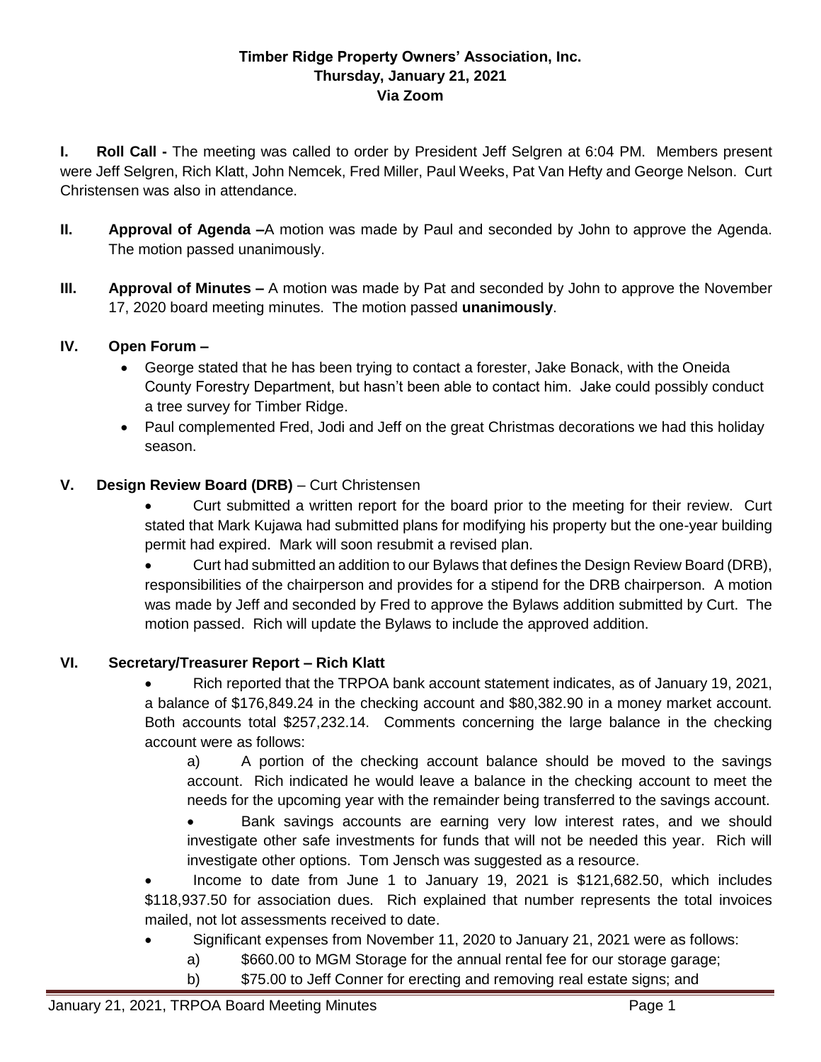**Timber Ridge Property Owners' Association, Inc.**
**Thursday, January 21, 2021**
**Via Zoom**

**I. Roll Call -** The meeting was called to order by President Jeff Selgren at 6:04 PM. Members present were Jeff Selgren, Rich Klatt, John Nemcek, Fred Miller, Paul Weeks, Pat Van Hefty and George Nelson. Curt Christensen was also in attendance.

**II. Approval of Agenda –**A motion was made by Paul and seconded by John to approve the Agenda. The motion passed unanimously.

**III. Approval of Minutes –** A motion was made by Pat and seconded by John to approve the November 17, 2020 board meeting minutes. The motion passed **unanimously**.

**IV. Open Forum –**

- George stated that he has been trying to contact a forester, Jake Bonack, with the Oneida County Forestry Department, but hasn't been able to contact him. Jake could possibly conduct a tree survey for Timber Ridge.
- Paul complemented Fred, Jodi and Jeff on the great Christmas decorations we had this holiday season.

**V. Design Review Board (DRB)** – Curt Christensen

- Curt submitted a written report for the board prior to the meeting for their review. Curt stated that Mark Kujawa had submitted plans for modifying his property but the one-year building permit had expired. Mark will soon resubmit a revised plan.
- Curt had submitted an addition to our Bylaws that defines the Design Review Board (DRB), responsibilities of the chairperson and provides for a stipend for the DRB chairperson. A motion was made by Jeff and seconded by Fred to approve the Bylaws addition submitted by Curt. The motion passed. Rich will update the Bylaws to include the approved addition.

**VI. Secretary/Treasurer Report – Rich Klatt**

- Rich reported that the TRPOA bank account statement indicates, as of January 19, 2021, a balance of $176,849.24 in the checking account and $80,382.90 in a money market account. Both accounts total $257,232.14. Comments concerning the large balance in the checking account were as follows:

  a) A portion of the checking account balance should be moved to the savings account. Rich indicated he would leave a balance in the checking account to meet the needs for the upcoming year with the remainder being transferred to the savings account.

  - Bank savings accounts are earning very low interest rates, and we should investigate other safe investments for funds that will not be needed this year. Rich will investigate other options. Tom Jensch was suggested as a resource.

- Income to date from June 1 to January 19, 2021 is $121,682.50, which includes $118,937.50 for association dues. Rich explained that number represents the total invoices mailed, not lot assessments received to date.
- Significant expenses from November 11, 2020 to January 21, 2021 were as follows:
  a) $660.00 to MGM Storage for the annual rental fee for our storage garage;
  b) $75.00 to Jeff Conner for erecting and removing real estate signs; and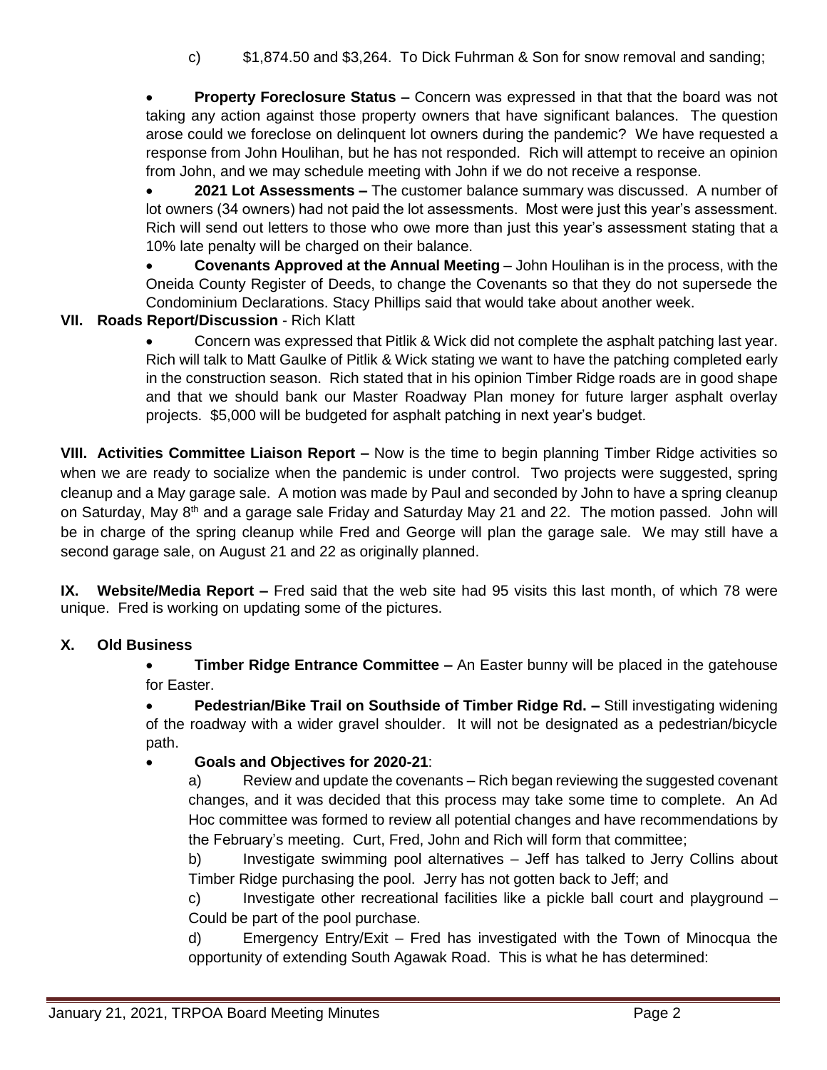c) $1,874.50 and $3,264. To Dick Fuhrman & Son for snow removal and sanding;

- **Property Foreclosure Status –** Concern was expressed in that that the board was not taking any action against those property owners that have significant balances. The question arose could we foreclose on delinquent lot owners during the pandemic? We have requested a response from John Houlihan, but he has not responded. Rich will attempt to receive an opinion from John, and we may schedule meeting with John if we do not receive a response.
- **2021 Lot Assessments –** The customer balance summary was discussed. A number of lot owners (34 owners) had not paid the lot assessments. Most were just this year's assessment. Rich will send out letters to those who owe more than just this year's assessment stating that a 10% late penalty will be charged on their balance.
- **Covenants Approved at the Annual Meeting** – John Houlihan is in the process, with the Oneida County Register of Deeds, to change the Covenants so that they do not supersede the Condominium Declarations. Stacy Phillips said that would take about another week.

**VII. Roads Report/Discussion** - Rich Klatt

- Concern was expressed that Pitlik & Wick did not complete the asphalt patching last year. Rich will talk to Matt Gaulke of Pitlik & Wick stating we want to have the patching completed early in the construction season. Rich stated that in his opinion Timber Ridge roads are in good shape and that we should bank our Master Roadway Plan money for future larger asphalt overlay projects. $5,000 will be budgeted for asphalt patching in next year's budget.

**VIII. Activities Committee Liaison Report –** Now is the time to begin planning Timber Ridge activities so when we are ready to socialize when the pandemic is under control. Two projects were suggested, spring cleanup and a May garage sale. A motion was made by Paul and seconded by John to have a spring cleanup on Saturday, May 8th and a garage sale Friday and Saturday May 21 and 22. The motion passed. John will be in charge of the spring cleanup while Fred and George will plan the garage sale. We may still have a second garage sale, on August 21 and 22 as originally planned.

**IX. Website/Media Report –** Fred said that the web site had 95 visits this last month, of which 78 were unique. Fred is working on updating some of the pictures.

**X. Old Business**

- **Timber Ridge Entrance Committee –** An Easter bunny will be placed in the gatehouse for Easter.
- **Pedestrian/Bike Trail on Southside of Timber Ridge Rd. –** Still investigating widening of the roadway with a wider gravel shoulder. It will not be designated as a pedestrian/bicycle path.
- **Goals and Objectives for 2020-21**:

  a) Review and update the covenants – Rich began reviewing the suggested covenant changes, and it was decided that this process may take some time to complete. An Ad Hoc committee was formed to review all potential changes and have recommendations by the February's meeting. Curt, Fred, John and Rich will form that committee;

  b) Investigate swimming pool alternatives – Jeff has talked to Jerry Collins about Timber Ridge purchasing the pool. Jerry has not gotten back to Jeff; and

  c) Investigate other recreational facilities like a pickle ball court and playground – Could be part of the pool purchase.

  d) Emergency Entry/Exit – Fred has investigated with the Town of Minocqua the opportunity of extending South Agawak Road. This is what he has determined: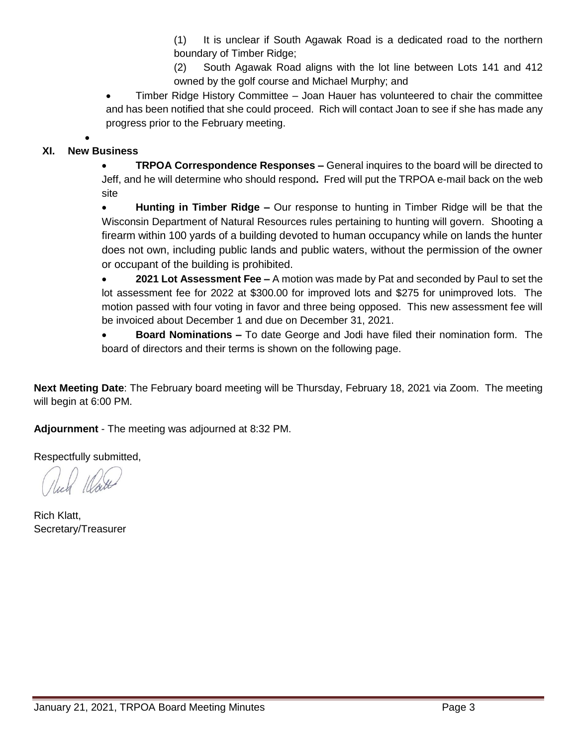(1) It is unclear if South Agawak Road is a dedicated road to the northern boundary of Timber Ridge;

(2) South Agawak Road aligns with the lot line between Lots 141 and 412 owned by the golf course and Michael Murphy; and

- Timber Ridge History Committee – Joan Hauer has volunteered to chair the committee and has been notified that she could proceed. Rich will contact Joan to see if she has made any progress prior to the February meeting.

## XI. New Business

- **TRPOA Correspondence Responses –** General inquires to the board will be directed to Jeff, and he will determine who should respond**.** Fred will put the TRPOA e-mail back on the web site
- **Hunting in Timber Ridge –** Our response to hunting in Timber Ridge will be that the Wisconsin Department of Natural Resources rules pertaining to hunting will govern. Shooting a firearm within 100 yards of a building devoted to human occupancy while on lands the hunter does not own, including public lands and public waters, without the permission of the owner or occupant of the building is prohibited.
- **2021 Lot Assessment Fee –** A motion was made by Pat and seconded by Paul to set the lot assessment fee for 2022 at $300.00 for improved lots and $275 for unimproved lots. The motion passed with four voting in favor and three being opposed. This new assessment fee will be invoiced about December 1 and due on December 31, 2021.
- **Board Nominations –** To date George and Jodi have filed their nomination form. The board of directors and their terms is shown on the following page.

**Next Meeting Date**: The February board meeting will be Thursday, February 18, 2021 via Zoom. The meeting will begin at 6:00 PM.

**Adjournment** - The meeting was adjourned at 8:32 PM.

Respectfully submitted,

Rich Klatt,
Secretary/Treasurer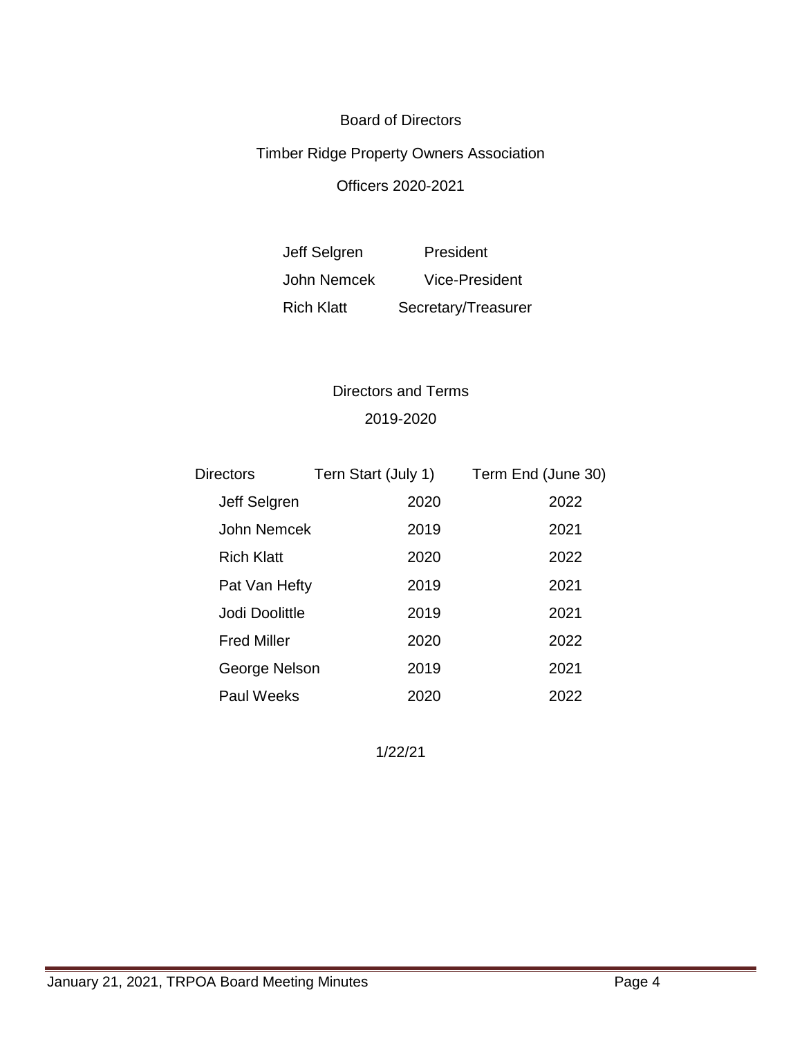Board of Directors

Timber Ridge Property Owners Association

Officers 2020-2021

| | |
|---|---|
| Jeff Selgren | President |
| John Nemcek | Vice-President |
| Rich Klatt | Secretary/Treasurer |

Directors and Terms

2019-2020

| Directors | Tern Start (July 1) | Term End (June 30) |
|---|---|---|
| Jeff Selgren | 2020 | 2022 |
| John Nemcek | 2019 | 2021 |
| Rich Klatt | 2020 | 2022 |
| Pat Van Hefty | 2019 | 2021 |
| Jodi Doolittle | 2019 | 2021 |
| Fred Miller | 2020 | 2022 |
| George Nelson | 2019 | 2021 |
| Paul Weeks | 2020 | 2022 |

1/22/21